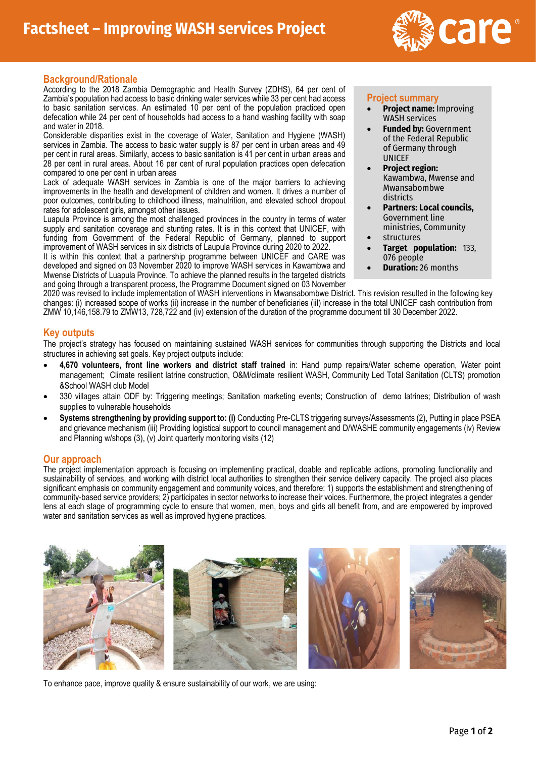# Factsheet – Improving WASH services Project

## Background/Rationale

According to the 2018 Zambia Demographic and Health Survey (ZDHS), 64 per cent of Zambia's population had access to basic drinking water services while 33 per cent had access to basic sanitation services. An estimated 10 per cent of the population practiced open defecation while 24 per cent of households had access to a hand washing facility with soap and water in 2018.

Considerable disparities exist in the coverage of Water, Sanitation and Hygiene (WASH) services in Zambia. The access to basic water supply is 87 per cent in urban areas and 49 per cent in rural areas. Similarly, access to basic sanitation is 41 per cent in urban areas and 28 per cent in rural areas. About 16 per cent of rural population practices open defecation compared to one per cent in urban areas

Lack of adequate WASH services in Zambia is one of the major barriers to achieving improvements in the health and development of children and women. It drives a number of poor outcomes, contributing to childhood illness, malnutrition, and elevated school dropout rates for adolescent girls, amongst other issues.

Luapula Province is among the most challenged provinces in the country in terms of water supply and sanitation coverage and stunting rates. It is in this context that UNICEF, with funding from Government of the Federal Republic of Germany, planned to support improvement of WASH services in six districts of Laupula Province during 2020 to 2022.

It is within this context that a partnership programme between UNICEF and CARE was developed and signed on 03 November 2020 to improve WASH services in Kawambwa and Mwense Districts of Luapula Province. To achieve the planned results in the targeted districts and going through a transparent process, the Programme Document signed on 03 November 2020 was revised to include implementation of WASH interventions in Mwansabombwe District. This revision resulted in the following key changes: (i) increased scope of works (ii) increase in the number of beneficiaries (iii) increase in the total UNICEF cash contribution from ZMW 10,146,158.79 to ZMW13, 728,722 and (iv) extension of the duration of the programme document till 30 December 2022.

## Project summary

- **Project name:** Improving WASH services
- **Funded by:** Government of the Federal Republic of Germany through UNICEF
- **Project region:** Kawambwa, Mwense and Mwansabombwe districts
- **Partners: Local councils,** Government line ministries, Community
- structures
- **Target population:** 133, 076 people
- **Duration:** 26 months

## Key outputs

The project's strategy has focused on maintaining sustained WASH services for communities through supporting the Districts and local structures in achieving set goals. Key project outputs include:

- **4,670 volunteers, front line workers and district staff trained** in: Hand pump repairs/Water scheme operation, Water point management; Climate resilient latrine construction, O&M/climate resilient WASH, Community Led Total Sanitation (CLTS) promotion &School WASH club Model
- 330 villages attain ODF by: Triggering meetings; Sanitation marketing events; Construction of demo latrines; Distribution of wash supplies to vulnerable households
- **Systems strengthening by providing support to: (i)** Conducting Pre-CLTS triggering surveys/Assessments (2), Putting in place PSEA and grievance mechanism (iii) Providing logistical support to council management and D/WASHE community engagements (iv) Review and Planning w/shops (3), (v) Joint quarterly monitoring visits (12)

## Our approach

The project implementation approach is focusing on implementing practical, doable and replicable actions, promoting functionality and sustainability of services, and working with district local authorities to strengthen their service delivery capacity. The project also places significant emphasis on community engagement and community voices, and therefore: 1) supports the establishment and strengthening of community-based service providers; 2) participates in sector networks to increase their voices. Furthermore, the project integrates a gender lens at each stage of programming cycle to ensure that women, men, boys and girls all benefit from, and are empowered by improved water and sanitation services as well as improved hygiene practices.

To enhance pace, improve quality & ensure sustainability of our work, we are using: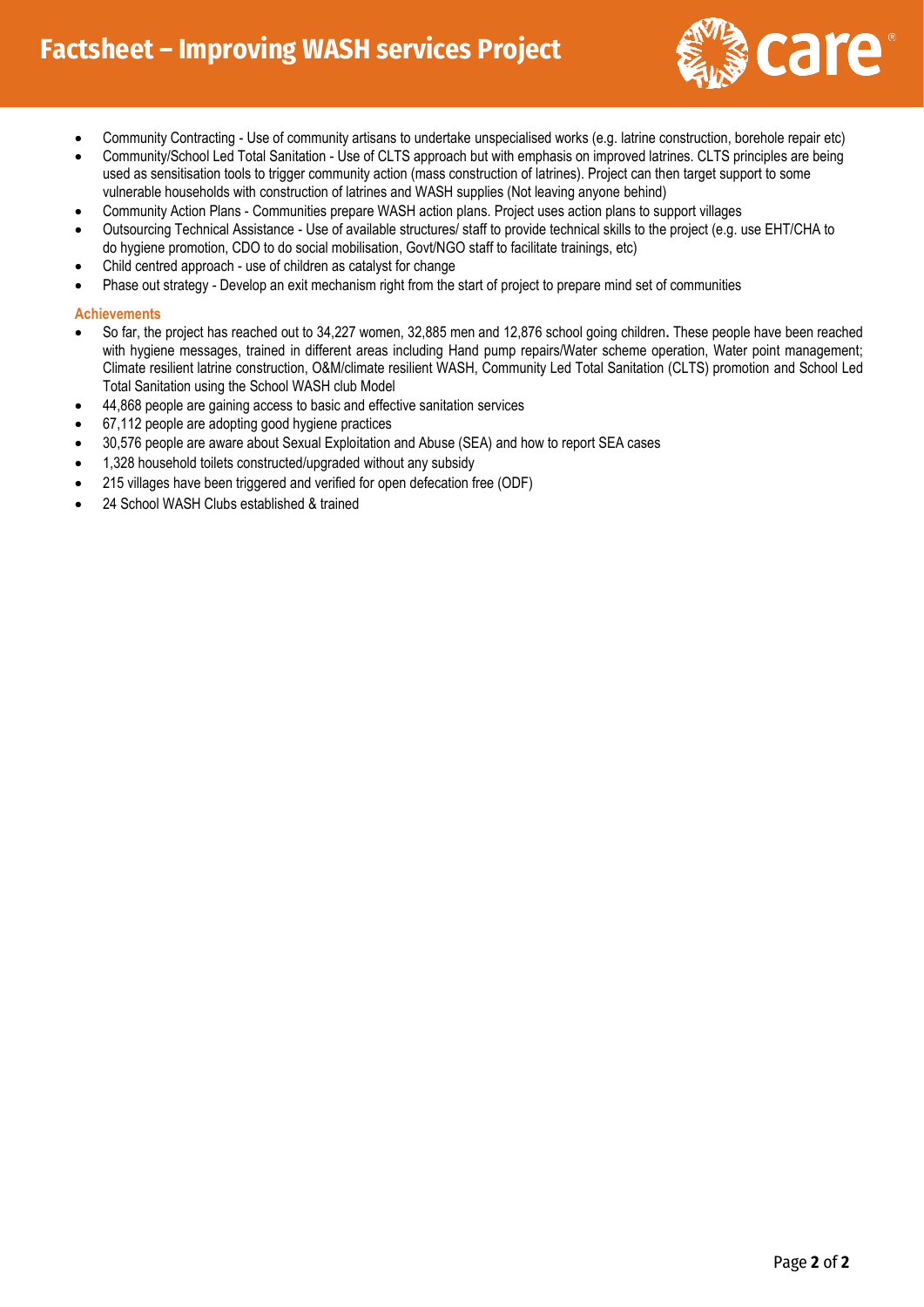- Community Contracting - Use of community artisans to undertake unspecialised works (e.g. latrine construction, borehole repair etc)
- Community/School Led Total Sanitation - Use of CLTS approach but with emphasis on improved latrines. CLTS principles are being used as sensitisation tools to trigger community action (mass construction of latrines). Project can then target support to some vulnerable households with construction of latrines and WASH supplies (Not leaving anyone behind)
- Community Action Plans - Communities prepare WASH action plans. Project uses action plans to support villages
- Outsourcing Technical Assistance - Use of available structures/ staff to provide technical skills to the project (e.g. use EHT/CHA to do hygiene promotion, CDO to do social mobilisation, Govt/NGO staff to facilitate trainings, etc)
- Child centred approach - use of children as catalyst for change
- Phase out strategy - Develop an exit mechanism right from the start of project to prepare mind set of communities

### Achievements

- So far, the project has reached out to 34,227 women, 32,885 men and 12,876 school going children. These people have been reached with hygiene messages, trained in different areas including Hand pump repairs/Water scheme operation, Water point management; Climate resilient latrine construction, O&M/climate resilient WASH, Community Led Total Sanitation (CLTS) promotion and School Led Total Sanitation using the School WASH club Model
- 44,868 people are gaining access to basic and effective sanitation services
- 67,112 people are adopting good hygiene practices
- 30,576 people are aware about Sexual Exploitation and Abuse (SEA) and how to report SEA cases
- 1,328 household toilets constructed/upgraded without any subsidy
- 215 villages have been triggered and verified for open defecation free (ODF)
- 24 School WASH Clubs established & trained